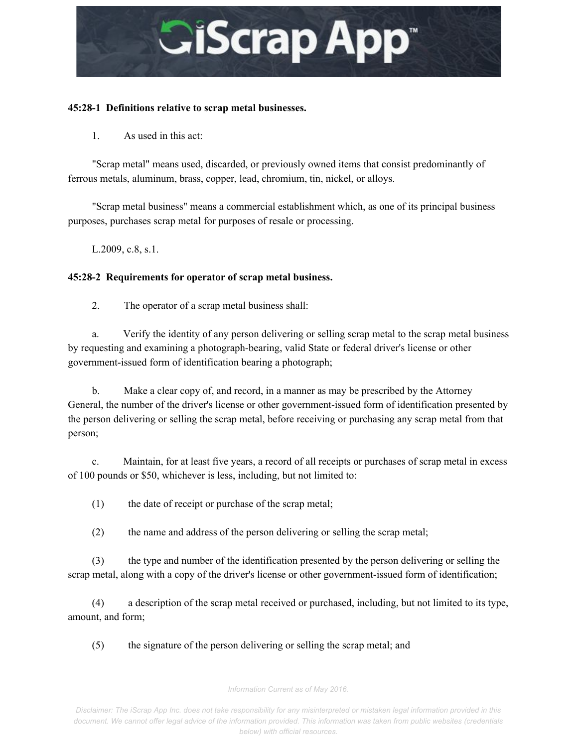**45:28-1 Definitions relative to scrap metal businesses.**

1. As used in this act:

"Scrap metal" means used, discarded, or previously owned items that consist predominantly of ferrous metals, aluminum, brass, copper, lead, chromium, tin, nickel, or alloys.

"Scrap metal business" means a commercial establishment which, as one of its principal business purposes, purchases scrap metal for purposes of resale or processing.

L.2009, c.8, s.1.

**45:28-2 Requirements for operator of scrap metal business.**

2. The operator of a scrap metal business shall:

a. Verify the identity of any person delivering or selling scrap metal to the scrap metal business by requesting and examining a photograph-bearing, valid State or federal driver's license or other government-issued form of identification bearing a photograph;

b. Make a clear copy of, and record, in a manner as may be prescribed by the Attorney General, the number of the driver's license or other government-issued form of identification presented by the person delivering or selling the scrap metal, before receiving or purchasing any scrap metal from that person;

c. Maintain, for at least five years, a record of all receipts or purchases of scrap metal in excess of 100 pounds or $50, whichever is less, including, but not limited to:

(1) the date of receipt or purchase of the scrap metal;

(2) the name and address of the person delivering or selling the scrap metal;

(3) the type and number of the identification presented by the person delivering or selling the scrap metal, along with a copy of the driver's license or other government-issued form of identification;

(4) a description of the scrap metal received or purchased, including, but not limited to its type, amount, and form;

(5) the signature of the person delivering or selling the scrap metal; and

*Information Current as of May 2016.*

*Disclaimer: The iScrap App Inc. does not take responsibility for any misinterpreted or mistaken legal information provided in this document. We cannot offer legal advice of the information provided. This information was taken from public websites (credentials below) with official resources.*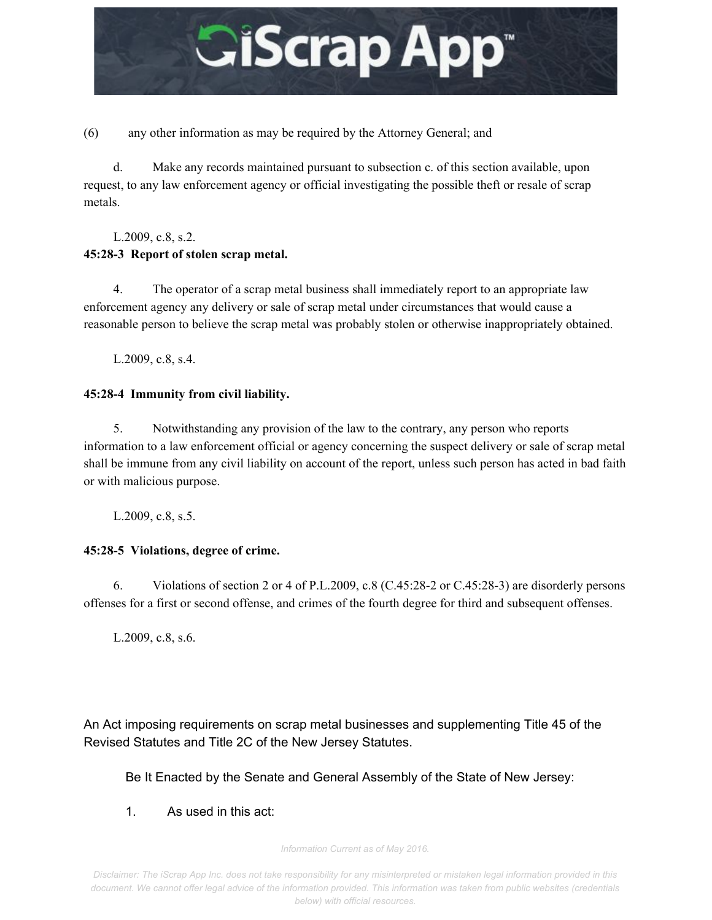(6) any other information as may be required by the Attorney General; and

d. Make any records maintained pursuant to subsection c. of this section available, upon request, to any law enforcement agency or official investigating the possible theft or resale of scrap metals.

L.2009, c.8, s.2.

**45:28-3 Report of stolen scrap metal.**

4. The operator of a scrap metal business shall immediately report to an appropriate law enforcement agency any delivery or sale of scrap metal under circumstances that would cause a reasonable person to believe the scrap metal was probably stolen or otherwise inappropriately obtained.

L.2009, c.8, s.4.

**45:28-4 Immunity from civil liability.**

5. Notwithstanding any provision of the law to the contrary, any person who reports information to a law enforcement official or agency concerning the suspect delivery or sale of scrap metal shall be immune from any civil liability on account of the report, unless such person has acted in bad faith or with malicious purpose.

L.2009, c.8, s.5.

**45:28-5 Violations, degree of crime.**

6. Violations of section 2 or 4 of P.L.2009, c.8 (C.45:28-2 or C.45:28-3) are disorderly persons offenses for a first or second offense, and crimes of the fourth degree for third and subsequent offenses.

L.2009, c.8, s.6.

An Act imposing requirements on scrap metal businesses and supplementing Title 45 of the Revised Statutes and Title 2C of the New Jersey Statutes.

Be It Enacted by the Senate and General Assembly of the State of New Jersey:

1. As used in this act: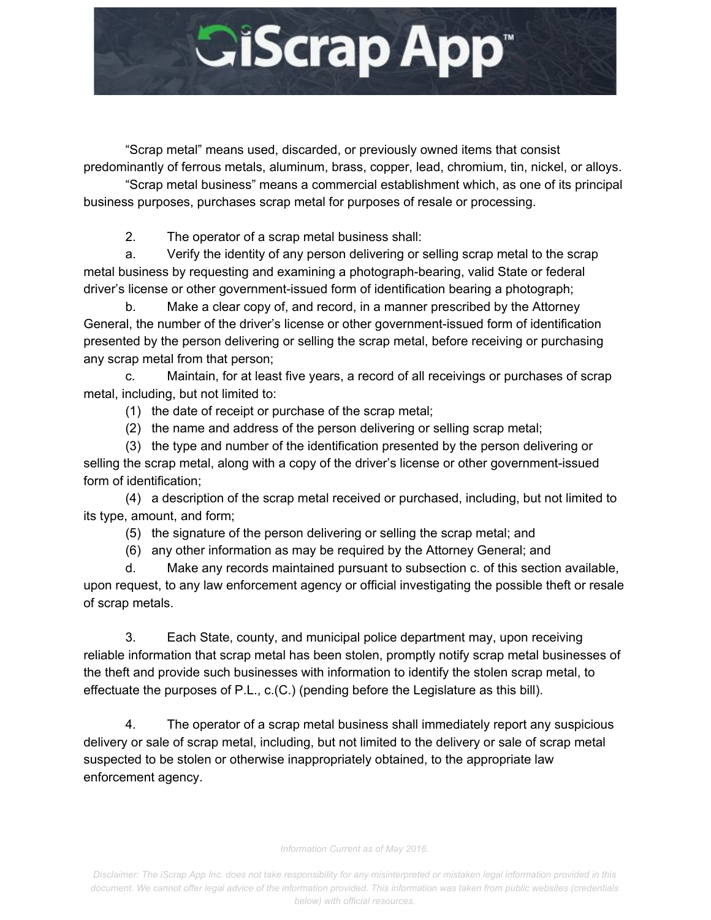"Scrap metal" means used, discarded, or previously owned items that consist predominantly of ferrous metals, aluminum, brass, copper, lead, chromium, tin, nickel, or alloys.

"Scrap metal business" means a commercial establishment which, as one of its principal business purposes, purchases scrap metal for purposes of resale or processing.

2. The operator of a scrap metal business shall:

a. Verify the identity of any person delivering or selling scrap metal to the scrap metal business by requesting and examining a photograph-bearing, valid State or federal driver's license or other government-issued form of identification bearing a photograph;

b. Make a clear copy of, and record, in a manner prescribed by the Attorney General, the number of the driver's license or other government-issued form of identification presented by the person delivering or selling the scrap metal, before receiving or purchasing any scrap metal from that person;

c. Maintain, for at least five years, a record of all receivings or purchases of scrap metal, including, but not limited to:

(1) the date of receipt or purchase of the scrap metal;

(2) the name and address of the person delivering or selling scrap metal;

(3) the type and number of the identification presented by the person delivering or selling the scrap metal, along with a copy of the driver's license or other government-issued form of identification;

(4) a description of the scrap metal received or purchased, including, but not limited to its type, amount, and form;

(5) the signature of the person delivering or selling the scrap metal; and

(6) any other information as may be required by the Attorney General; and

d. Make any records maintained pursuant to subsection c. of this section available, upon request, to any law enforcement agency or official investigating the possible theft or resale of scrap metals.

3. Each State, county, and municipal police department may, upon receiving reliable information that scrap metal has been stolen, promptly notify scrap metal businesses of the theft and provide such businesses with information to identify the stolen scrap metal, to effectuate the purposes of P.L., c.(C.) (pending before the Legislature as this bill).

4. The operator of a scrap metal business shall immediately report any suspicious delivery or sale of scrap metal, including, but not limited to the delivery or sale of scrap metal suspected to be stolen or otherwise inappropriately obtained, to the appropriate law enforcement agency.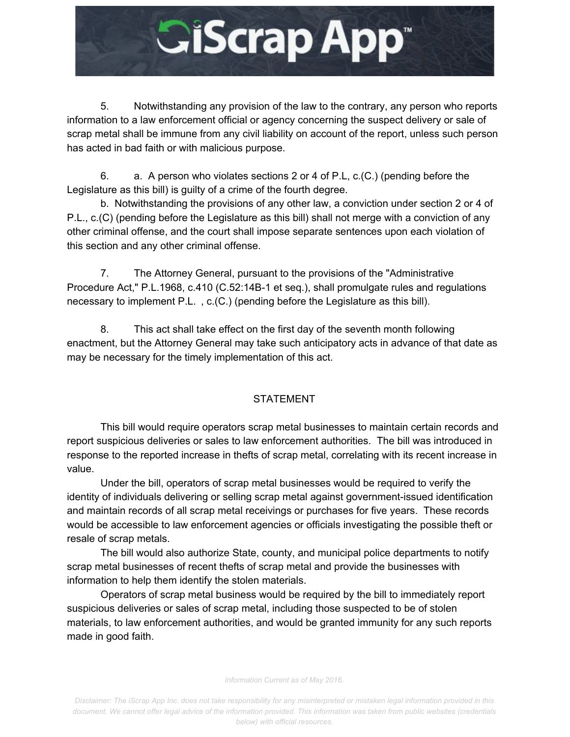5. Notwithstanding any provision of the law to the contrary, any person who reports information to a law enforcement official or agency concerning the suspect delivery or sale of scrap metal shall be immune from any civil liability on account of the report, unless such person has acted in bad faith or with malicious purpose.

6. a. A person who violates sections 2 or 4 of P.L, c.(C.) (pending before the Legislature as this bill) is guilty of a crime of the fourth degree.

b. Notwithstanding the provisions of any other law, a conviction under section 2 or 4 of P.L., c.(C) (pending before the Legislature as this bill) shall not merge with a conviction of any other criminal offense, and the court shall impose separate sentences upon each violation of this section and any other criminal offense.

7. The Attorney General, pursuant to the provisions of the "Administrative Procedure Act," P.L.1968, c.410 (C.52:14B-1 et seq.), shall promulgate rules and regulations necessary to implement P.L. , c.(C.) (pending before the Legislature as this bill).

8. This act shall take effect on the first day of the seventh month following enactment, but the Attorney General may take such anticipatory acts in advance of that date as may be necessary for the timely implementation of this act.

## STATEMENT

This bill would require operators scrap metal businesses to maintain certain records and report suspicious deliveries or sales to law enforcement authorities. The bill was introduced in response to the reported increase in thefts of scrap metal, correlating with its recent increase in value.

Under the bill, operators of scrap metal businesses would be required to verify the identity of individuals delivering or selling scrap metal against government-issued identification and maintain records of all scrap metal receivings or purchases for five years. These records would be accessible to law enforcement agencies or officials investigating the possible theft or resale of scrap metals.

The bill would also authorize State, county, and municipal police departments to notify scrap metal businesses of recent thefts of scrap metal and provide the businesses with information to help them identify the stolen materials.

Operators of scrap metal business would be required by the bill to immediately report suspicious deliveries or sales of scrap metal, including those suspected to be of stolen materials, to law enforcement authorities, and would be granted immunity for any such reports made in good faith.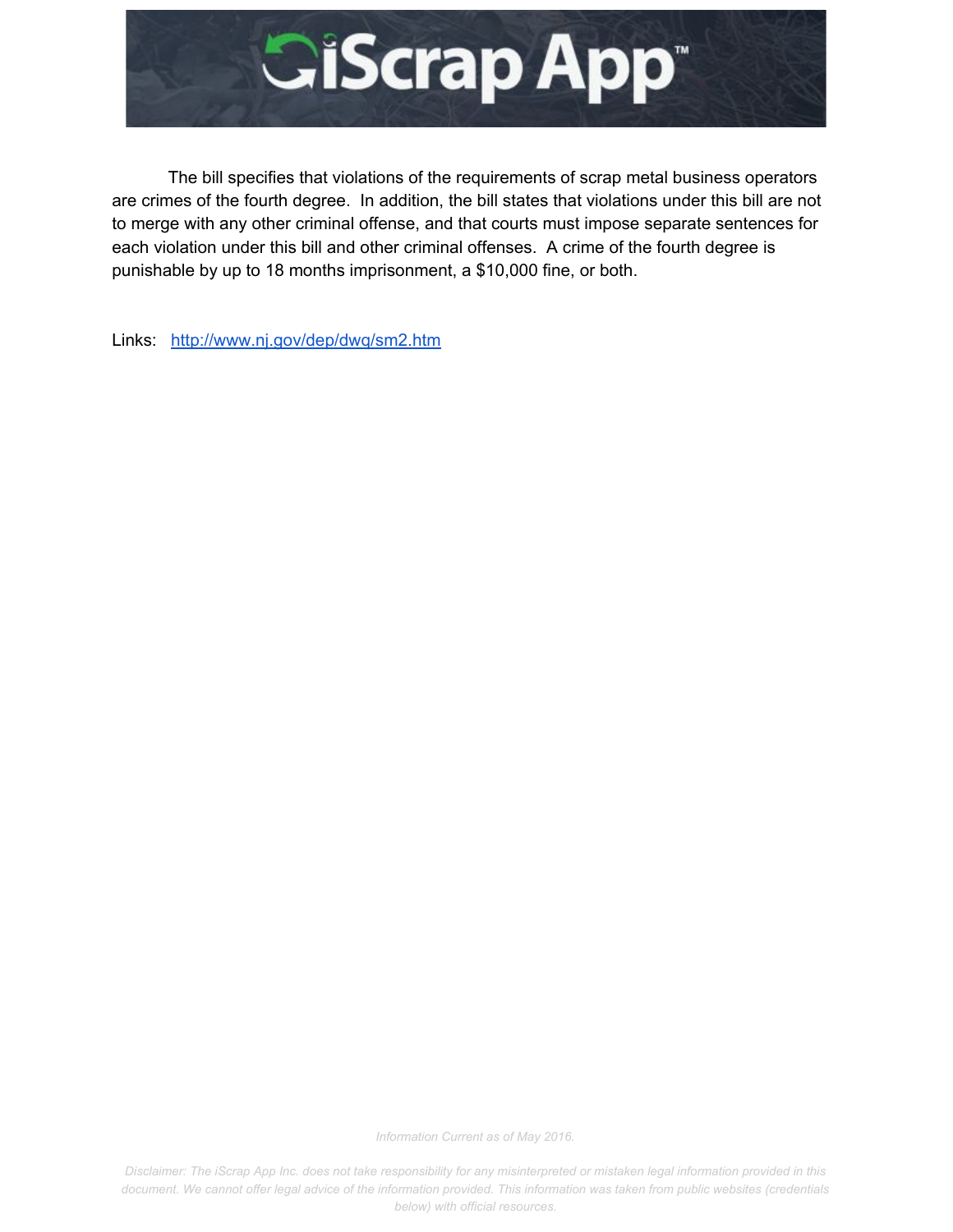The bill specifies that violations of the requirements of scrap metal business operators are crimes of the fourth degree. In addition, the bill states that violations under this bill are not to merge with any other criminal offense, and that courts must impose separate sentences for each violation under this bill and other criminal offenses. A crime of the fourth degree is punishable by up to 18 months imprisonment, a $10,000 fine, or both.

Links: [http://www.nj.gov/dep/dwq/sm2.htm](http://www.nj.gov/dep/dwq/sm2.htm)

*Information Current as of May 2016.*

*Disclaimer: The iScrap App Inc. does not take responsibility for any misinterpreted or mistaken legal information provided in this document. We cannot offer legal advice of the information provided. This information was taken from public websites (credentials below) with official resources.*